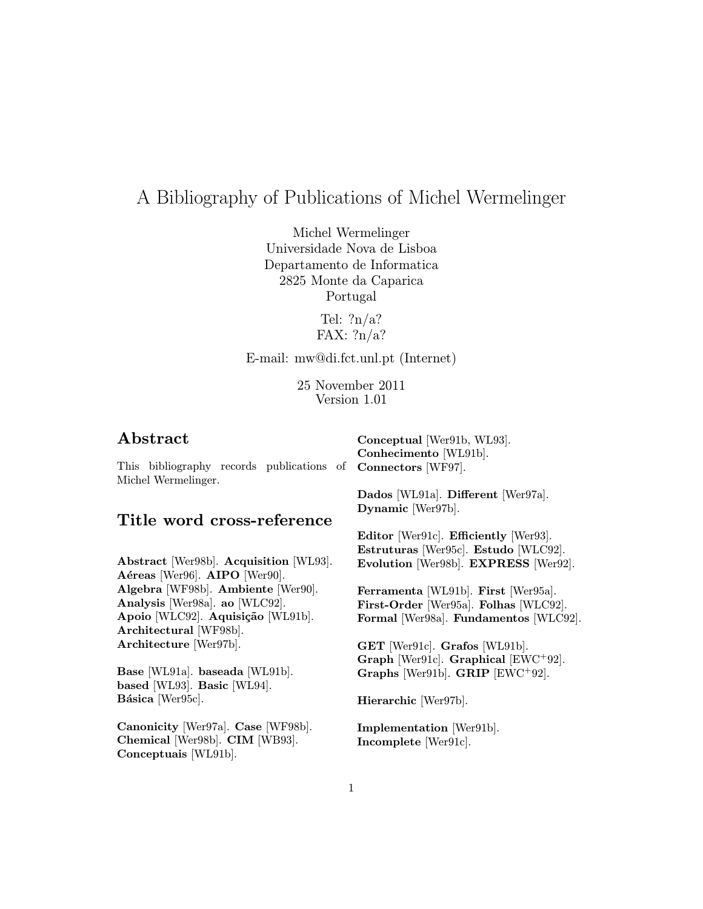# A Bibliography of Publications of Michel Wermelinger

Michel Wermelinger
Universidade Nova de Lisboa
Departamento de Informatica
2825 Monte da Caparica
Portugal

Tel: ?n/a?
FAX: ?n/a?

E-mail: mw@di.fct.unl.pt (Internet)

25 November 2011
Version 1.01

## Abstract

This bibliography records publications of Michel Wermelinger.

## Title word cross-reference

**Abstract** [Wer98b]. **Acquisition** [WL93]. **Aéreas** [Wer96]. **AIPO** [Wer90]. **Algebra** [WF98b]. **Ambiente** [Wer90]. **Analysis** [Wer98a]. **ao** [WLC92]. **Apoio** [WLC92]. **Aquisição** [WL91b]. **Architectural** [WF98b]. **Architecture** [Wer97b].

**Base** [WL91a]. **baseada** [WL91b]. **based** [WL93]. **Basic** [WL94]. **Básica** [Wer95c].

**Canonicity** [Wer97a]. **Case** [WF98b]. **Chemical** [Wer98b]. **CIM** [WB93]. **Conceptuais** [WL91b]. **Conceptual** [Wer91b, WL93]. **Conhecimento** [WL91b]. **Connectors** [WF97].

**Dados** [WL91a]. **Different** [Wer97a]. **Dynamic** [Wer97b].

**Editor** [Wer91c]. **Efficiently** [Wer93]. **Estruturas** [Wer95c]. **Estudo** [WLC92]. **Evolution** [Wer98b]. **EXPRESS** [Wer92].

**Ferramenta** [WL91b]. **First** [Wer95a]. **First-Order** [Wer95a]. **Folhas** [WLC92]. **Formal** [Wer98a]. **Fundamentos** [WLC92].

**GET** [Wer91c]. **Grafos** [WL91b]. **Graph** [Wer91c]. **Graphical** [EWC+92]. **Graphs** [Wer91b]. **GRIP** [EWC+92].

**Hierarchic** [Wer97b].

**Implementation** [Wer91b]. **Incomplete** [Wer91c].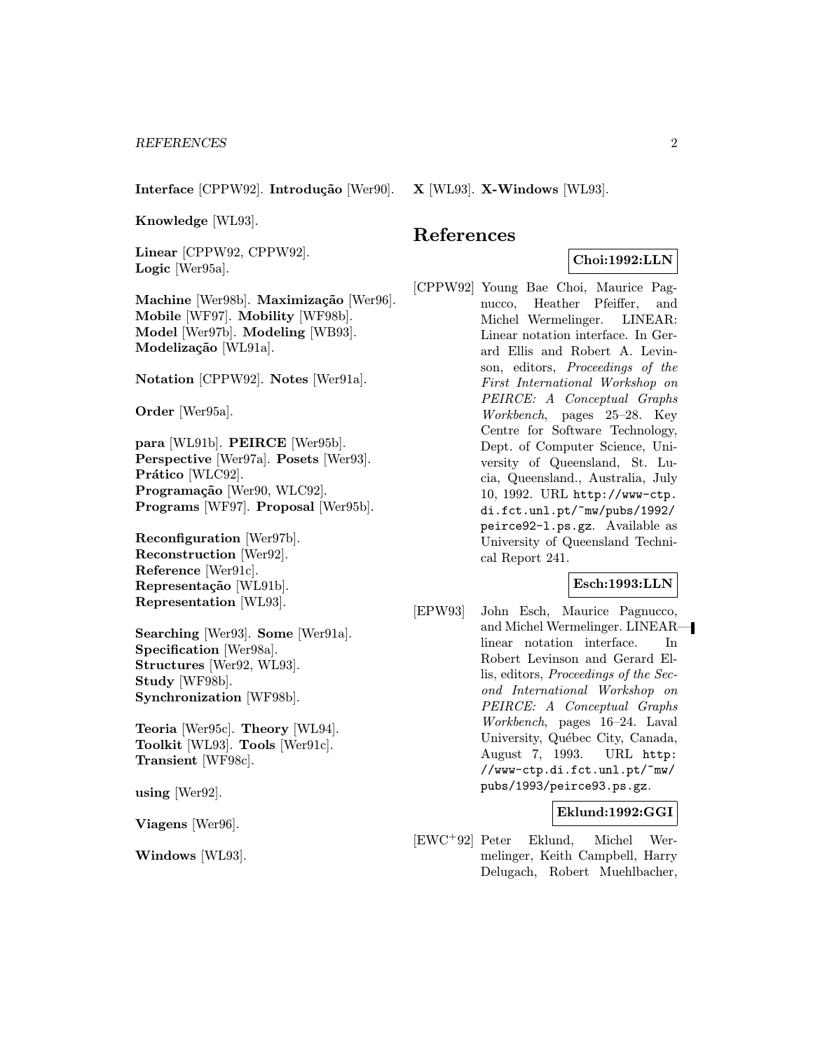**Interface** [CPPW92]. **Introdução** [Wer90].

**Knowledge** [WL93].

**Linear** [CPPW92, CPPW92]. **Logic** [Wer95a].

**Machine** [Wer98b]. **Maximização** [Wer96]. **Mobile** [WF97]. **Mobility** [WF98b]. **Model** [Wer97b]. **Modeling** [WB93]. **Modelização** [WL91a].

**Notation** [CPPW92]. **Notes** [Wer91a].

**Order** [Wer95a].

**para** [WL91b]. **PEIRCE** [Wer95b]. **Perspective** [Wer97a]. **Posets** [Wer93]. **Prático** [WLC92]. **Programação** [Wer90, WLC92]. **Programs** [WF97]. **Proposal** [Wer95b].

**Reconfiguration** [Wer97b]. **Reconstruction** [Wer92]. **Reference** [Wer91c]. **Representação** [WL91b]. **Representation** [WL93].

**Searching** [Wer93]. **Some** [Wer91a]. **Specification** [Wer98a]. **Structures** [Wer92, WL93]. **Study** [WF98b]. **Synchronization** [WF98b].

**Teoria** [Wer95c]. **Theory** [WL94]. **Toolkit** [WL93]. **Tools** [Wer91c]. **Transient** [WF98c].

**using** [Wer92].

**Viagens** [Wer96].

**Windows** [WL93].

**X** [WL93]. **X-Windows** [WL93].

# References

**Choi:1992:LLN**

[CPPW92] Young Bae Choi, Maurice Pagnucco, Heather Pfeiffer, and Michel Wermelinger. LINEAR: Linear notation interface. In Gerard Ellis and Robert A. Levinson, editors, *Proceedings of the First International Workshop on PEIRCE: A Conceptual Graphs Workbench*, pages 25–28. Key Centre for Software Technology, Dept. of Computer Science, University of Queensland, St. Lucia, Queensland., Australia, July 10, 1992. URL `http://www-ctp.di.fct.unl.pt/~mw/pubs/1992/peirce92-1.ps.gz`. Available as University of Queensland Technical Report 241.

**Esch:1993:LLN**

[EPW93] John Esch, Maurice Pagnucco, and Michel Wermelinger. LINEAR—linear notation interface. In Robert Levinson and Gerard Ellis, editors, *Proceedings of the Second International Workshop on PEIRCE: A Conceptual Graphs Workbench*, pages 16–24. Laval University, Québec City, Canada, August 7, 1993. URL `http://www-ctp.di.fct.unl.pt/~mw/pubs/1993/peirce93.ps.gz`.

**Eklund:1992:GGI**

[EWC+92] Peter Eklund, Michel Wermelinger, Keith Campbell, Harry Delugach, Robert Muehlbacher,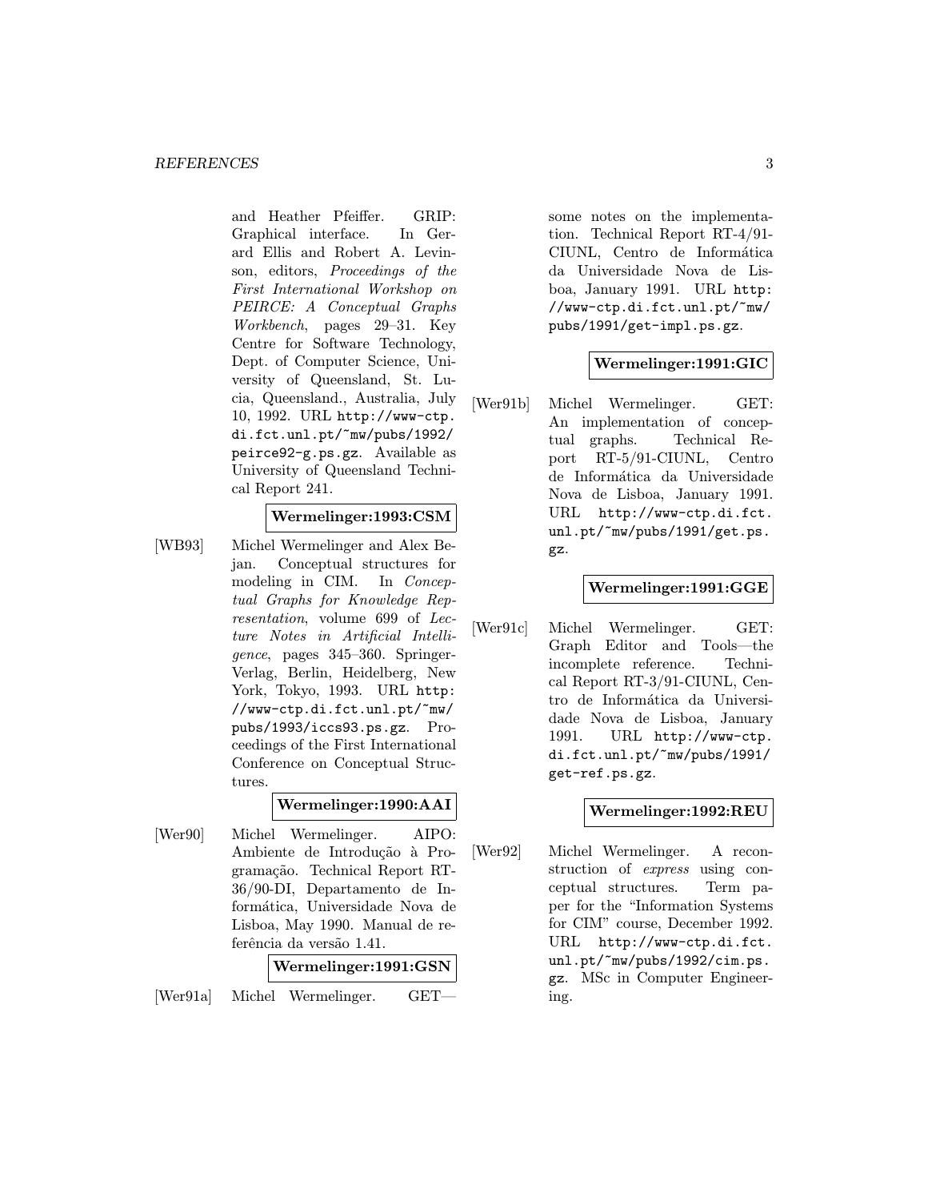and Heather Pfeiffer. GRIP: Graphical interface. In Gerard Ellis and Robert A. Levinson, editors, *Proceedings of the First International Workshop on PEIRCE: A Conceptual Graphs Workbench*, pages 29–31. Key Centre for Software Technology, Dept. of Computer Science, University of Queensland, St. Lucia, Queensland., Australia, July 10, 1992. URL `http://www-ctp.di.fct.unl.pt/~mw/pubs/1992/peirce92-g.ps.gz`. Available as University of Queensland Technical Report 241.

**Wermelinger:1993:CSM**

[WB93] Michel Wermelinger and Alex Bejan. Conceptual structures for modeling in CIM. In *Conceptual Graphs for Knowledge Representation*, volume 699 of *Lecture Notes in Artificial Intelligence*, pages 345–360. Springer-Verlag, Berlin, Heidelberg, New York, Tokyo, 1993. URL `http://www-ctp.di.fct.unl.pt/~mw/pubs/1993/iccs93.ps.gz`. Proceedings of the First International Conference on Conceptual Structures.

**Wermelinger:1990:AAI**

[Wer90] Michel Wermelinger. AIPO: Ambiente de Introdução à Programação. Technical Report RT-36/90-DI, Departamento de Informática, Universidade Nova de Lisboa, May 1990. Manual de referência da versão 1.41.

**Wermelinger:1991:GSN**

[Wer91a] Michel Wermelinger. GET—some notes on the implementation. Technical Report RT-4/91-CIUNL, Centro de Informática da Universidade Nova de Lisboa, January 1991. URL `http://www-ctp.di.fct.unl.pt/~mw/pubs/1991/get-impl.ps.gz`.

**Wermelinger:1991:GIC**

[Wer91b] Michel Wermelinger. GET: An implementation of conceptual graphs. Technical Report RT-5/91-CIUNL, Centro de Informática da Universidade Nova de Lisboa, January 1991. URL `http://www-ctp.di.fct.unl.pt/~mw/pubs/1991/get.ps.gz`.

**Wermelinger:1991:GGE**

[Wer91c] Michel Wermelinger. GET: Graph Editor and Tools—the incomplete reference. Technical Report RT-3/91-CIUNL, Centro de Informática da Universidade Nova de Lisboa, January 1991. URL `http://www-ctp.di.fct.unl.pt/~mw/pubs/1991/get-ref.ps.gz`.

**Wermelinger:1992:REU**

[Wer92] Michel Wermelinger. A reconstruction of *express* using conceptual structures. Term paper for the "Information Systems for CIM" course, December 1992. URL `http://www-ctp.di.fct.unl.pt/~mw/pubs/1992/cim.ps.gz`. MSc in Computer Engineering.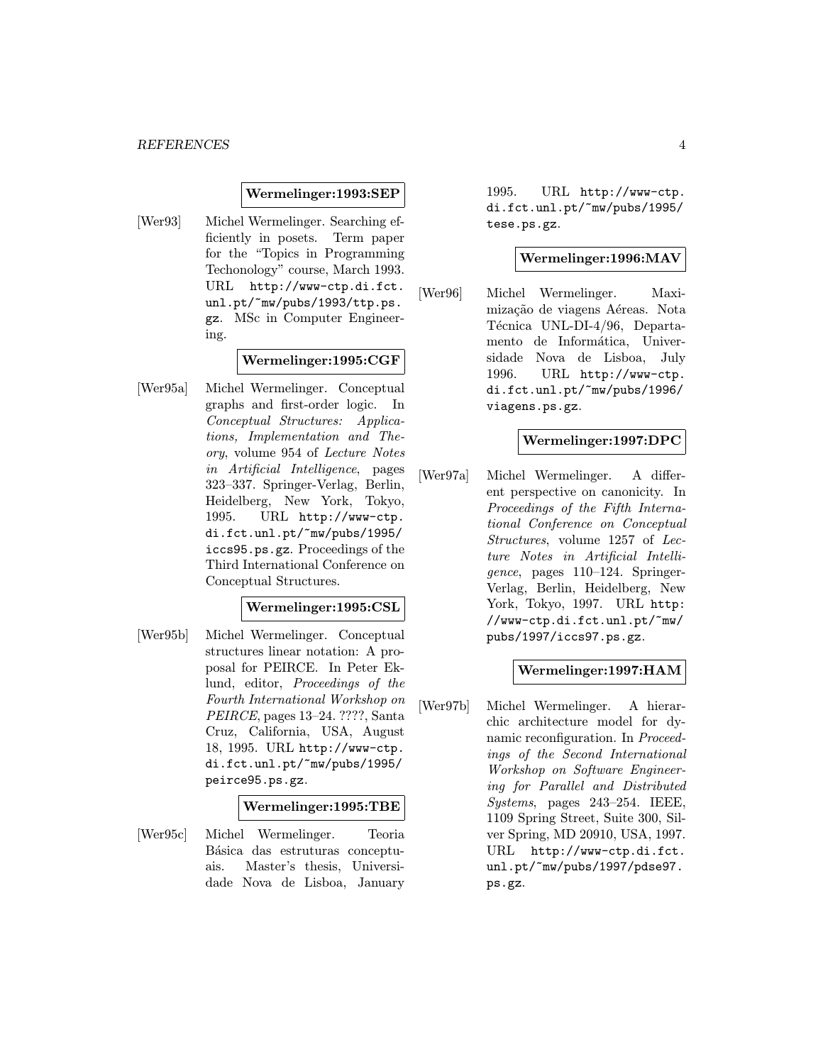**Wermelinger:1993:SEP**

[Wer93] Michel Wermelinger. Searching efficiently in posets. Term paper for the “Topics in Programming Techonology” course, March 1993. URL `http://www-ctp.di.fct.unl.pt/~mw/pubs/1993/ttp.ps.gz`. MSc in Computer Engineering.

**Wermelinger:1995:CGF**

[Wer95a] Michel Wermelinger. Conceptual graphs and first-order logic. In *Conceptual Structures: Applications, Implementation and Theory*, volume 954 of *Lecture Notes in Artificial Intelligence*, pages 323–337. Springer-Verlag, Berlin, Heidelberg, New York, Tokyo, 1995. URL `http://www-ctp.di.fct.unl.pt/~mw/pubs/1995/iccs95.ps.gz`. Proceedings of the Third International Conference on Conceptual Structures.

**Wermelinger:1995:CSL**

[Wer95b] Michel Wermelinger. Conceptual structures linear notation: A proposal for PEIRCE. In Peter Eklund, editor, *Proceedings of the Fourth International Workshop on PEIRCE*, pages 13–24. ????, Santa Cruz, California, USA, August 18, 1995. URL `http://www-ctp.di.fct.unl.pt/~mw/pubs/1995/peirce95.ps.gz`.

**Wermelinger:1995:TBE**

[Wer95c] Michel Wermelinger. Teoria Básica das estruturas conceptuais. Master's thesis, Universidade Nova de Lisboa, January 1995. URL `http://www-ctp.di.fct.unl.pt/~mw/pubs/1995/tese.ps.gz`.

**Wermelinger:1996:MAV**

[Wer96] Michel Wermelinger. Maximização de viagens Aéreas. Nota Técnica UNL-DI-4/96, Departamento de Informática, Universidade Nova de Lisboa, July 1996. URL `http://www-ctp.di.fct.unl.pt/~mw/pubs/1996/viagens.ps.gz`.

**Wermelinger:1997:DPC**

[Wer97a] Michel Wermelinger. A different perspective on canonicity. In *Proceedings of the Fifth International Conference on Conceptual Structures*, volume 1257 of *Lecture Notes in Artificial Intelligence*, pages 110–124. Springer-Verlag, Berlin, Heidelberg, New York, Tokyo, 1997. URL `http://www-ctp.di.fct.unl.pt/~mw/pubs/1997/iccs97.ps.gz`.

**Wermelinger:1997:HAM**

[Wer97b] Michel Wermelinger. A hierarchic architecture model for dynamic reconfiguration. In *Proceedings of the Second International Workshop on Software Engineering for Parallel and Distributed Systems*, pages 243–254. IEEE, 1109 Spring Street, Suite 300, Silver Spring, MD 20910, USA, 1997. URL `http://www-ctp.di.fct.unl.pt/~mw/pubs/1997/pdse97.ps.gz`.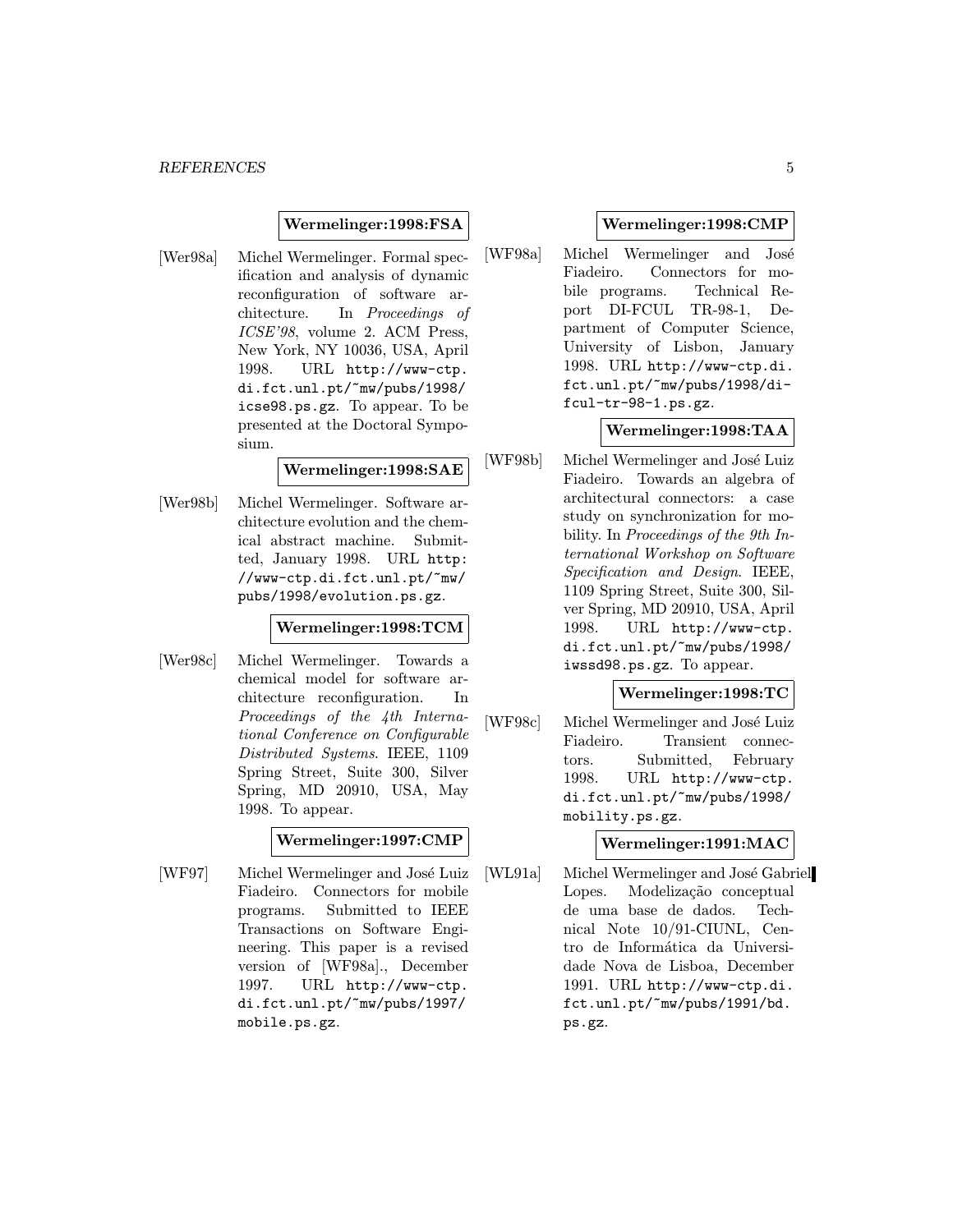**Wermelinger:1998:FSA**

[Wer98a] Michel Wermelinger. Formal specification and analysis of dynamic reconfiguration of software architecture. In *Proceedings of ICSE'98*, volume 2. ACM Press, New York, NY 10036, USA, April 1998. URL `http://www-ctp.di.fct.unl.pt/~mw/pubs/1998/icse98.ps.gz`. To appear. To be presented at the Doctoral Symposium.

**Wermelinger:1998:SAE**

[Wer98b] Michel Wermelinger. Software architecture evolution and the chemical abstract machine. Submitted, January 1998. URL `http://www-ctp.di.fct.unl.pt/~mw/pubs/1998/evolution.ps.gz`.

**Wermelinger:1998:TCM**

[Wer98c] Michel Wermelinger. Towards a chemical model for software architecture reconfiguration. In *Proceedings of the 4th International Conference on Configurable Distributed Systems*. IEEE, 1109 Spring Street, Suite 300, Silver Spring, MD 20910, USA, May 1998. To appear.

**Wermelinger:1997:CMP**

[WF97] Michel Wermelinger and José Luiz Fiadeiro. Connectors for mobile programs. Submitted to IEEE Transactions on Software Engineering. This paper is a revised version of [WF98a]., December 1997. URL `http://www-ctp.di.fct.unl.pt/~mw/pubs/1997/mobile.ps.gz`.

**Wermelinger:1998:CMP**

[WF98a] Michel Wermelinger and José Fiadeiro. Connectors for mobile programs. Technical Report DI-FCUL TR-98-1, Department of Computer Science, University of Lisbon, January 1998. URL `http://www-ctp.di.fct.unl.pt/~mw/pubs/1998/di-fcul-tr-98-1.ps.gz`.

**Wermelinger:1998:TAA**

[WF98b] Michel Wermelinger and José Luiz Fiadeiro. Towards an algebra of architectural connectors: a case study on synchronization for mobility. In *Proceedings of the 9th International Workshop on Software Specification and Design*. IEEE, 1109 Spring Street, Suite 300, Silver Spring, MD 20910, USA, April 1998. URL `http://www-ctp.di.fct.unl.pt/~mw/pubs/1998/iwssd98.ps.gz`. To appear.

**Wermelinger:1998:TC**

[WF98c] Michel Wermelinger and José Luiz Fiadeiro. Transient connectors. Submitted, February 1998. URL `http://www-ctp.di.fct.unl.pt/~mw/pubs/1998/mobility.ps.gz`.

**Wermelinger:1991:MAC**

[WL91a] Michel Wermelinger and José Gabriel Lopes. Modelização conceptual de uma base de dados. Technical Note 10/91-CIUNL, Centro de Informática da Universidade Nova de Lisboa, December 1991. URL `http://www-ctp.di.fct.unl.pt/~mw/pubs/1991/bd.ps.gz`.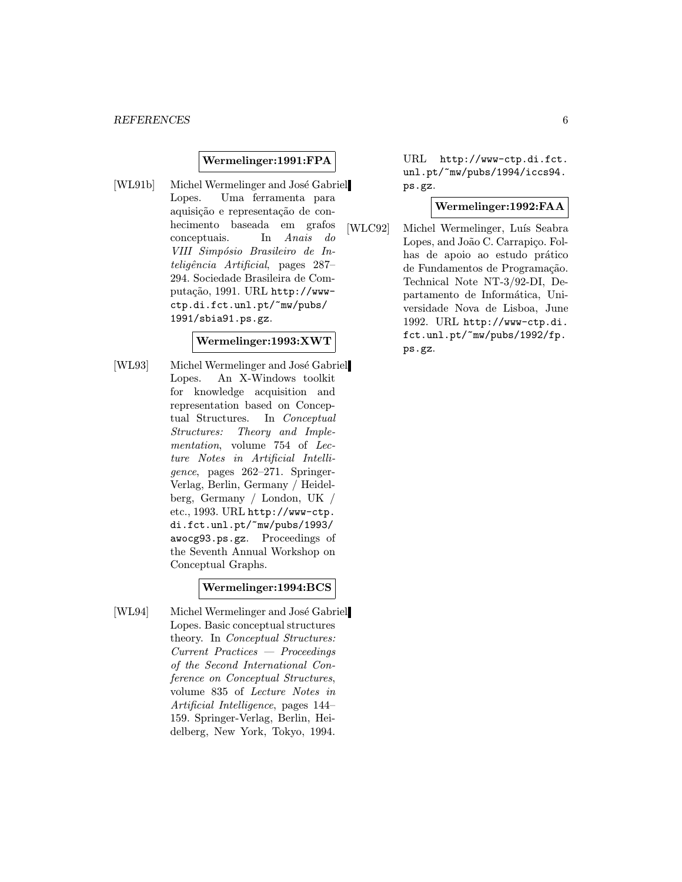**Wermelinger:1991:FPA**

[WL91b] Michel Wermelinger and José Gabriel Lopes. Uma ferramenta para aquisição e representação de conhecimento baseada em grafos conceptuais. In *Anais do VIII Simpósio Brasileiro de Inteligência Artificial*, pages 287–294. Sociedade Brasileira de Computação, 1991. URL `http://www-ctp.di.fct.unl.pt/~mw/pubs/1991/sbia91.ps.gz`.

**Wermelinger:1993:XWT**

[WL93] Michel Wermelinger and José Gabriel Lopes. An X-Windows toolkit for knowledge acquisition and representation based on Conceptual Structures. In *Conceptual Structures: Theory and Implementation*, volume 754 of *Lecture Notes in Artificial Intelligence*, pages 262–271. Springer-Verlag, Berlin, Germany / Heidelberg, Germany / London, UK / etc., 1993. URL `http://www-ctp.di.fct.unl.pt/~mw/pubs/1993/awocg93.ps.gz`. Proceedings of the Seventh Annual Workshop on Conceptual Graphs.

**Wermelinger:1994:BCS**

[WL94] Michel Wermelinger and José Gabriel Lopes. Basic conceptual structures theory. In *Conceptual Structures: Current Practices — Proceedings of the Second International Conference on Conceptual Structures*, volume 835 of *Lecture Notes in Artificial Intelligence*, pages 144–159. Springer-Verlag, Berlin, Heidelberg, New York, Tokyo, 1994. URL `http://www-ctp.di.fct.unl.pt/~mw/pubs/1994/iccs94.ps.gz`.

**Wermelinger:1992:FAA**

[WLC92] Michel Wermelinger, Luís Seabra Lopes, and João C. Carrapiço. Folhas de apoio ao estudo prático de Fundamentos de Programação. Technical Note NT-3/92-DI, Departamento de Informática, Universidade Nova de Lisboa, June 1992. URL `http://www-ctp.di.fct.unl.pt/~mw/pubs/1992/fp.ps.gz`.